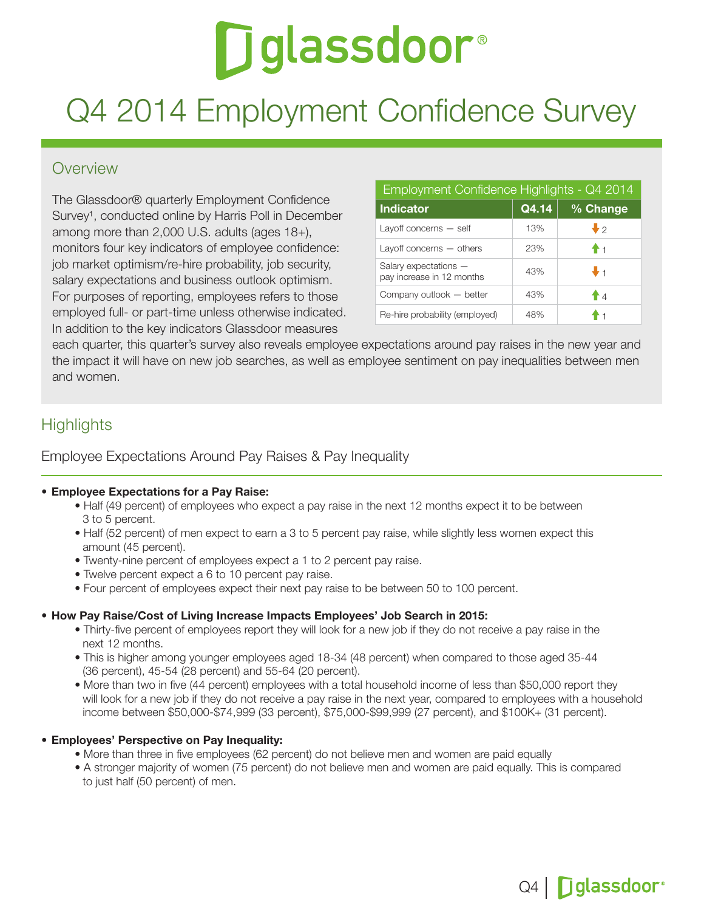# Q4 2014 Employment Confidence Survey

## Overview

The Glassdoor® quarterly Employment Confidence Survey[1], conducted online by Harris Poll in December among more than 2,000 U.S. adults (ages 18+), monitors four key indicators of employee confidence: job market optimism/re-hire probability, job security, salary expectations and business outlook optimism. For purposes of reporting, employees refers to those employed full- or part-time unless otherwise indicated. In addition to the key indicators Glassdoor measures each quarter, this quarter's survey also reveals employee expectations around pay raises in the new year and the impact it will have on new job searches, as well as employee sentiment on pay inequalities between men and women.

**Employment Confidence Highlights - Q4 2014**

| Indicator | Q4.14 | % Change |
|---|---|---|
| Layoff concerns — self | 13% | ↓ 2 |
| Layoff concerns — others | 23% | ↑ 1 |
| Salary expectations — pay increase in 12 months | 43% | ↓ 1 |
| Company outlook — better | 43% | ↑ 4 |
| Re-hire probability (employed) | 48% | ↑ 1 |

## Highlights

### Employee Expectations Around Pay Raises & Pay Inequality

- **Employee Expectations for a Pay Raise:**
  - Half (49 percent) of employees who expect a pay raise in the next 12 months expect it to be between 3 to 5 percent.
  - Half (52 percent) of men expect to earn a 3 to 5 percent pay raise, while slightly less women expect this amount (45 percent).
  - Twenty-nine percent of employees expect a 1 to 2 percent pay raise.
  - Twelve percent expect a 6 to 10 percent pay raise.
  - Four percent of employees expect their next pay raise to be between 50 to 100 percent.

- **How Pay Raise/Cost of Living Increase Impacts Employees' Job Search in 2015:**
  - Thirty-five percent of employees report they will look for a new job if they do not receive a pay raise in the next 12 months.
  - This is higher among younger employees aged 18-34 (48 percent) when compared to those aged 35-44 (36 percent), 45-54 (28 percent) and 55-64 (20 percent).
  - More than two in five (44 percent) employees with a total household income of less than $50,000 report they will look for a new job if they do not receive a pay raise in the next year, compared to employees with a household income between $50,000-$74,999 (33 percent), $75,000-$99,999 (27 percent), and $100K+ (31 percent).

- **Employees' Perspective on Pay Inequality:**
  - More than three in five employees (62 percent) do not believe men and women are paid equally
  - A stronger majority of women (75 percent) do not believe men and women are paid equally. This is compared to just half (50 percent) of men.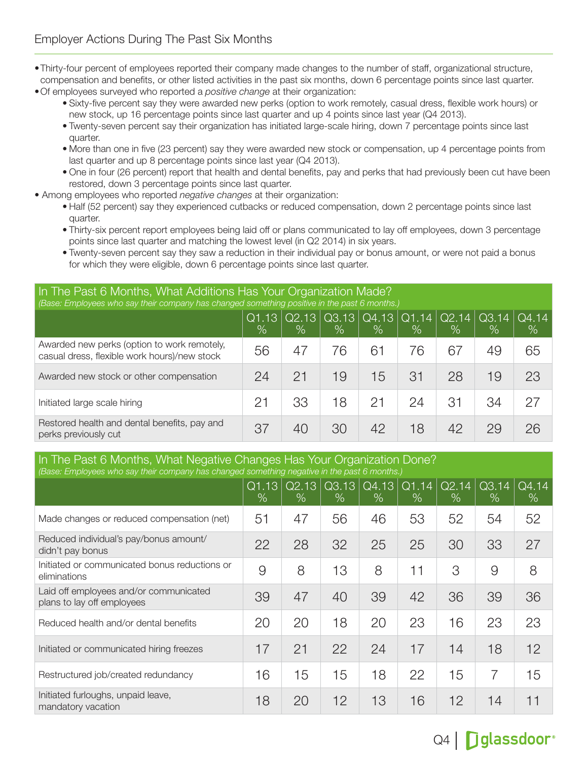## Employer Actions During The Past Six Months

- Thirty-four percent of employees reported their company made changes to the number of staff, organizational structure, compensation and benefits, or other listed activities in the past six months, down 6 percentage points since last quarter.
- Of employees surveyed who reported a *positive change* at their organization:
    - Sixty-five percent say they were awarded new perks (option to work remotely, casual dress, flexible work hours) or new stock, up 16 percentage points since last quarter and up 4 points since last year (Q4 2013).
    - Twenty-seven percent say their organization has initiated large-scale hiring, down 7 percentage points since last quarter.
    - More than one in five (23 percent) say they were awarded new stock or compensation, up 4 percentage points from last quarter and up 8 percentage points since last year (Q4 2013).
    - One in four (26 percent) report that health and dental benefits, pay and perks that had previously been cut have been restored, down 3 percentage points since last quarter.
- Among employees who reported *negative changes* at their organization:
    - Half (52 percent) say they experienced cutbacks or reduced compensation, down 2 percentage points since last quarter.
    - Thirty-six percent report employees being laid off or plans communicated to lay off employees, down 3 percentage points since last quarter and matching the lowest level (in Q2 2014) in six years.
    - Twenty-seven percent say they saw a reduction in their individual pay or bonus amount, or were not paid a bonus for which they were eligible, down 6 percentage points since last quarter.

**In The Past 6 Months, What Additions Has Your Organization Made?**
*(Base: Employees who say their company has changed something positive in the past 6 months.)*

| | Q1.13 % | Q2.13 % | Q3.13 % | Q4.13 % | Q1.14 % | Q2.14 % | Q3.14 % | Q4.14 % |
|---|---|---|---|---|---|---|---|---|
| Awarded new perks (option to work remotely, casual dress, flexible work hours)/new stock | 56 | 47 | 76 | 61 | 76 | 67 | 49 | 65 |
| Awarded new stock or other compensation | 24 | 21 | 19 | 15 | 31 | 28 | 19 | 23 |
| Initiated large scale hiring | 21 | 33 | 18 | 21 | 24 | 31 | 34 | 27 |
| Restored health and dental benefits, pay and perks previously cut | 37 | 40 | 30 | 42 | 18 | 42 | 29 | 26 |

**In The Past 6 Months, What Negative Changes Has Your Organization Done?**
*(Base: Employees who say their company has changed something negative in the past 6 months.)*

| | Q1.13 % | Q2.13 % | Q3.13 % | Q4.13 % | Q1.14 % | Q2.14 % | Q3.14 % | Q4.14 % |
|---|---|---|---|---|---|---|---|---|
| Made changes or reduced compensation (net) | 51 | 47 | 56 | 46 | 53 | 52 | 54 | 52 |
| Reduced individual's pay/bonus amount/ didn't pay bonus | 22 | 28 | 32 | 25 | 25 | 30 | 33 | 27 |
| Initiated or communicated bonus reductions or eliminations | 9 | 8 | 13 | 8 | 11 | 3 | 9 | 8 |
| Laid off employees and/or communicated plans to lay off employees | 39 | 47 | 40 | 39 | 42 | 36 | 39 | 36 |
| Reduced health and/or dental benefits | 20 | 20 | 18 | 20 | 23 | 16 | 23 | 23 |
| Initiated or communicated hiring freezes | 17 | 21 | 22 | 24 | 17 | 14 | 18 | 12 |
| Restructured job/created redundancy | 16 | 15 | 15 | 18 | 22 | 15 | 7 | 15 |
| Initiated furloughs, unpaid leave, mandatory vacation | 18 | 20 | 12 | 13 | 16 | 12 | 14 | 11 |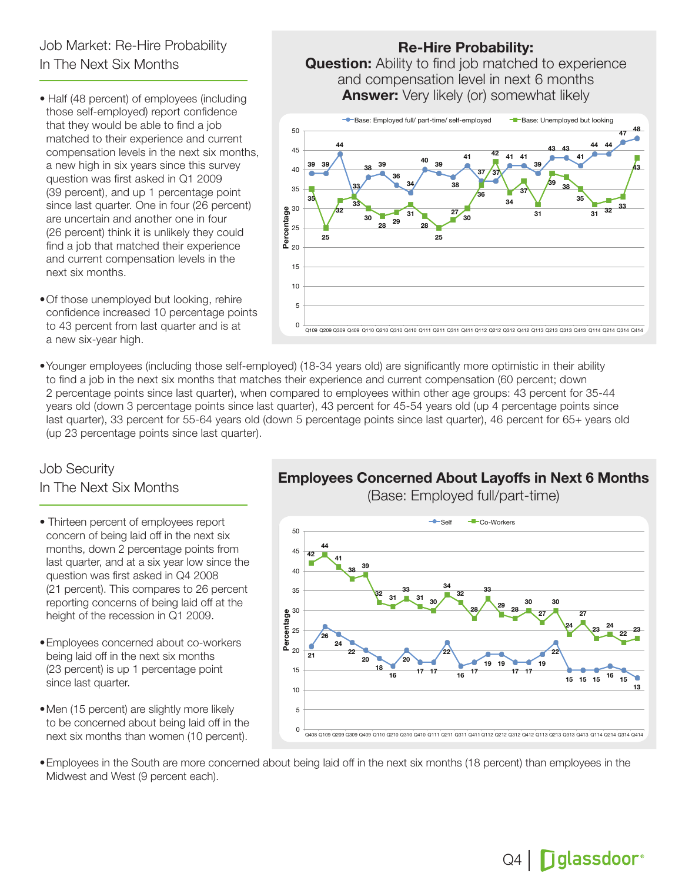## Job Market: Re-Hire Probability In The Next Six Months

- Half (48 percent) of employees (including those self-employed) report confidence that they would be able to find a job matched to their experience and current compensation levels in the next six months, a new high in six years since this survey question was first asked in Q1 2009 (39 percent), and up 1 percentage point since last quarter. One in four (26 percent) are uncertain and another one in four (26 percent) think it is unlikely they could find a job that matched their experience and current compensation levels in the next six months.
- Of those unemployed but looking, rehire confidence increased 10 percentage points to 43 percent from last quarter and is at a new six-year high.

**Re-Hire Probability:**
**Question:** Ability to find job matched to experience and compensation level in next 6 months
**Answer:** Very likely (or) somewhat likely

| Quarter | Base: Employed full/ part-time/ self-employed | Base: Unemployed but looking |
| --- | --- | --- |
| Q109 | 39 | 35 |
| Q209 | 39 | 25 |
| Q309 | 44 | 32 |
| Q409 | 33 | 33 |
| Q110 | 38 | 30 |
| Q210 | 39 | 28 |
| Q310 | 36 | 29 |
| Q410 | 34 | 31 |
| Q111 | 40 | 28 |
| Q211 | 39 | 25 |
| Q311 | 38 | 27 |
| Q411 | 41 | 30 |
| Q112 | 37 | 36 |
| Q212 | 37 | 42 |
| Q312 | 41 | 34 |
| Q412 | 41 | 37 |
| Q113 | 39 | 31 |
| Q213 | 43 | 39 |
| Q313 | 43 | 38 |
| Q413 | 41 | 35 |
| Q114 | 44 | 31 |
| Q214 | 44 | 32 |
| Q314 | 47 | 33 |
| Q414 | 48 | 43 |

- Younger employees (including those self-employed) (18-34 years old) are significantly more optimistic in their ability to find a job in the next six months that matches their experience and current compensation (60 percent; down 2 percentage points since last quarter), when compared to employees within other age groups: 43 percent for 35-44 years old (down 3 percentage points since last quarter), 43 percent for 45-54 years old (up 4 percentage points since last quarter), 33 percent for 55-64 years old (down 5 percentage points since last quarter), 46 percent for 65+ years old (up 23 percentage points since last quarter).

## Job Security In The Next Six Months

- Thirteen percent of employees report concern of being laid off in the next six months, down 2 percentage points from last quarter, and at a six year low since the question was first asked in Q4 2008 (21 percent). This compares to 26 percent reporting concerns of being laid off at the height of the recession in Q1 2009.
- Employees concerned about co-workers being laid off in the next six months (23 percent) is up 1 percentage point since last quarter.
- Men (15 percent) are slightly more likely to be concerned about being laid off in the next six months than women (10 percent).

**Employees Concerned About Layoffs in Next 6 Months**
(Base: Employed full/part-time)

| Quarter | Self | Co-Workers |
| --- | --- | --- |
| Q408 | 21 | 42 |
| Q109 | 26 | 44 |
| Q209 | 24 | 41 |
| Q309 | 22 | 38 |
| Q409 | 20 | 39 |
| Q110 | 18 | 32 |
| Q210 | 16 | 31 |
| Q310 | 20 | 33 |
| Q410 | 17 | 31 |
| Q111 | 17 | 30 |
| Q211 | 22 | 34 |
| Q311 | 16 | 32 |
| Q411 | 17 | 28 |
| Q112 | 19 | 33 |
| Q212 | 19 | 29 |
| Q312 | 17 | 28 |
| Q412 | 17 | 30 |
| Q113 | 19 | 27 |
| Q213 | 22 | 30 |
| Q313 | 15 | 24 |
| Q413 | 15 | 27 |
| Q114 | 15 | 23 |
| Q214 | 16 | 24 |
| Q314 | 15 | 22 |
| Q414 | 13 | 23 |

- Employees in the South are more concerned about being laid off in the next six months (18 percent) than employees in the Midwest and West (9 percent each).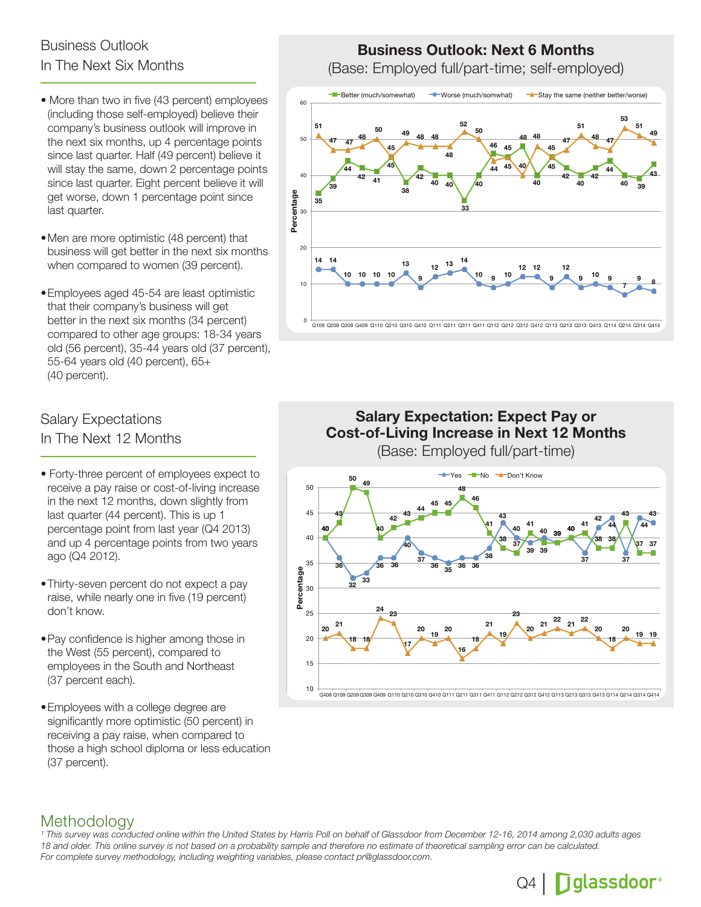## Business Outlook In The Next Six Months

- More than two in five (43 percent) employees (including those self-employed) believe their company's business outlook will improve in the next six months, up 4 percentage points since last quarter. Half (49 percent) believe it will stay the same, down 2 percentage points since last quarter. Eight percent believe it will get worse, down 1 percentage point since last quarter.
- Men are more optimistic (48 percent) that business will get better in the next six months when compared to women (39 percent).
- Employees aged 45-54 are least optimistic that their company's business will get better in the next six months (34 percent) compared to other age groups: 18-34 years old (56 percent), 35-44 years old (37 percent), 55-64 years old (40 percent), 65+ (40 percent).

**Business Outlook: Next 6 Months**
(Base: Employed full/part-time; self-employed)

Better (much/somewhat) — Worse (much/somwhat) — Stay the same (neither better/worse)

Percentage

Q109 Q209 Q309 Q409 Q110 Q210 Q310 Q410 Q111 Q211 Q311 Q411 Q112 Q212 Q312 Q412 Q113 Q213 Q313 Q413 Q114 Q214 Q314 Q414

## Salary Expectations In The Next 12 Months

- Forty-three percent of employees expect to receive a pay raise or cost-of-living increase in the next 12 months, down slightly from last quarter (44 percent). This is up 1 percentage point from last year (Q4 2013) and up 4 percentage points from two years ago (Q4 2012).
- Thirty-seven percent do not expect a pay raise, while nearly one in five (19 percent) don't know.
- Pay confidence is higher among those in the West (55 percent), compared to employees in the South and Northeast (37 percent each).
- Employees with a college degree are significantly more optimistic (50 percent) in receiving a pay raise, when compared to those a high school diploma or less education (37 percent).

**Salary Expectation: Expect Pay or Cost-of-Living Increase in Next 12 Months**
(Base: Employed full/part-time)

Yes — No — Don't Know

Percentage

Q408 Q109 Q209 Q309 Q409 Q110 Q210 Q310 Q410 Q111 Q211 Q311 Q411 Q112 Q212 Q312 Q412 Q113 Q213 Q313 Q413 Q114 Q214 Q314 Q414

## Methodology

*[1] This survey was conducted online within the United States by Harris Poll on behalf of Glassdoor from December 12-16, 2014 among 2,030 adults ages 18 and older. This online survey is not based on a probability sample and therefore no estimate of theoretical sampling error can be calculated. For complete survey methodology, including weighting variables, please contact pr@glassdoor.com.*